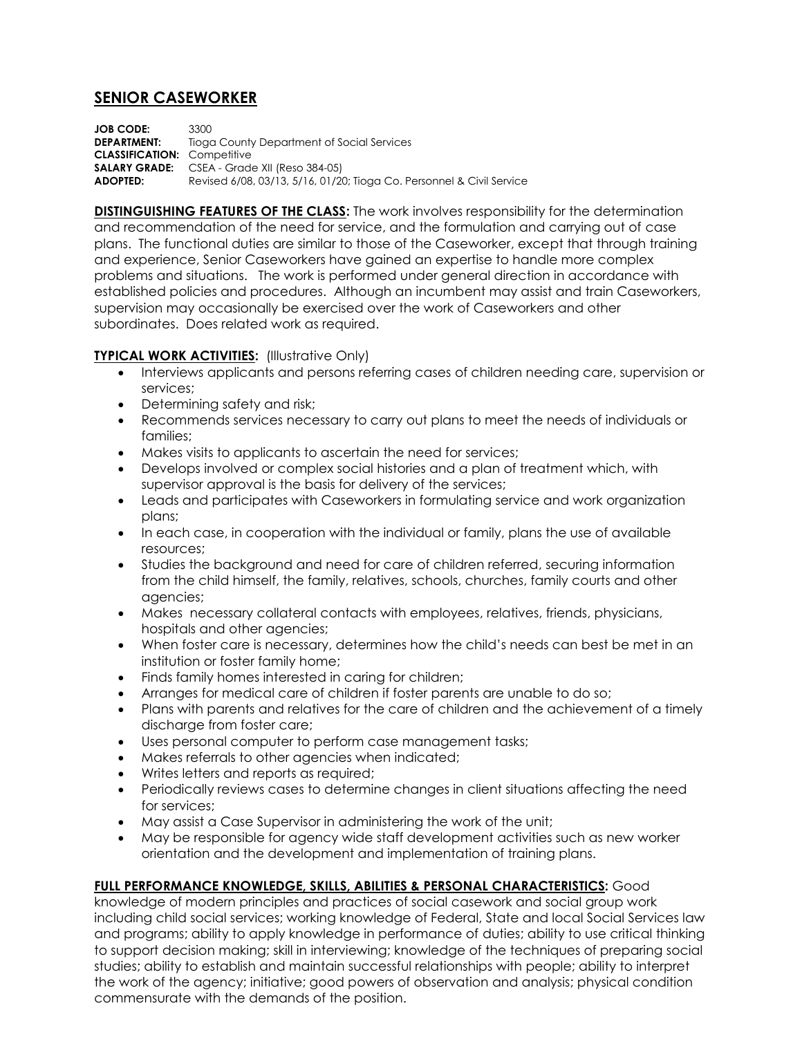# SENIOR CASEWORKER

**JOB CODE:** 3300
**DEPARTMENT:** Tioga County Department of Social Services
**CLASSIFICATION:** Competitive
**SALARY GRADE:** CSEA - Grade XII (Reso 384-05)
**ADOPTED:** Revised 6/08, 03/13, 5/16, 01/20; Tioga Co. Personnel & Civil Service

**DISTINGUISHING FEATURES OF THE CLASS:** The work involves responsibility for the determination and recommendation of the need for service, and the formulation and carrying out of case plans. The functional duties are similar to those of the Caseworker, except that through training and experience, Senior Caseworkers have gained an expertise to handle more complex problems and situations. The work is performed under general direction in accordance with established policies and procedures. Although an incumbent may assist and train Caseworkers, supervision may occasionally be exercised over the work of Caseworkers and other subordinates. Does related work as required.

**TYPICAL WORK ACTIVITIES:** (Illustrative Only)

- Interviews applicants and persons referring cases of children needing care, supervision or services;
- Determining safety and risk;
- Recommends services necessary to carry out plans to meet the needs of individuals or families;
- Makes visits to applicants to ascertain the need for services;
- Develops involved or complex social histories and a plan of treatment which, with supervisor approval is the basis for delivery of the services;
- Leads and participates with Caseworkers in formulating service and work organization plans;
- In each case, in cooperation with the individual or family, plans the use of available resources;
- Studies the background and need for care of children referred, securing information from the child himself, the family, relatives, schools, churches, family courts and other agencies;
- Makes necessary collateral contacts with employees, relatives, friends, physicians, hospitals and other agencies;
- When foster care is necessary, determines how the child's needs can best be met in an institution or foster family home;
- Finds family homes interested in caring for children;
- Arranges for medical care of children if foster parents are unable to do so;
- Plans with parents and relatives for the care of children and the achievement of a timely discharge from foster care;
- Uses personal computer to perform case management tasks;
- Makes referrals to other agencies when indicated;
- Writes letters and reports as required;
- Periodically reviews cases to determine changes in client situations affecting the need for services;
- May assist a Case Supervisor in administering the work of the unit;
- May be responsible for agency wide staff development activities such as new worker orientation and the development and implementation of training plans.

**FULL PERFORMANCE KNOWLEDGE, SKILLS, ABILITIES & PERSONAL CHARACTERISTICS:** Good knowledge of modern principles and practices of social casework and social group work including child social services; working knowledge of Federal, State and local Social Services law and programs; ability to apply knowledge in performance of duties; ability to use critical thinking to support decision making; skill in interviewing; knowledge of the techniques of preparing social studies; ability to establish and maintain successful relationships with people; ability to interpret the work of the agency; initiative; good powers of observation and analysis; physical condition commensurate with the demands of the position.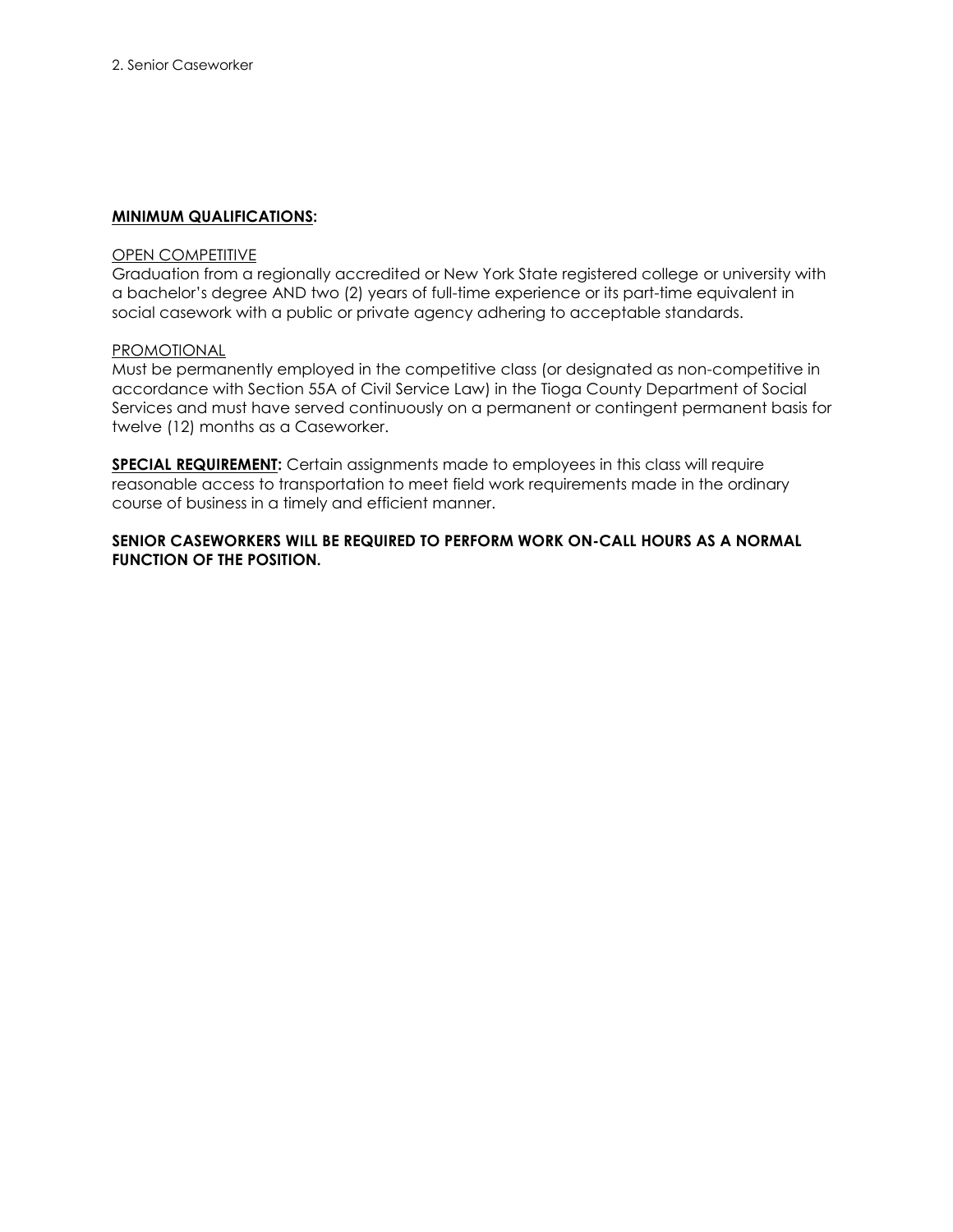**MINIMUM QUALIFICATIONS:**

OPEN COMPETITIVE
Graduation from a regionally accredited or New York State registered college or university with a bachelor's degree AND two (2) years of full-time experience or its part-time equivalent in social casework with a public or private agency adhering to acceptable standards.

PROMOTIONAL
Must be permanently employed in the competitive class (or designated as non-competitive in accordance with Section 55A of Civil Service Law) in the Tioga County Department of Social Services and must have served continuously on a permanent or contingent permanent basis for twelve (12) months as a Caseworker.

**SPECIAL REQUIREMENT:** Certain assignments made to employees in this class will require reasonable access to transportation to meet field work requirements made in the ordinary course of business in a timely and efficient manner.

**SENIOR CASEWORKERS WILL BE REQUIRED TO PERFORM WORK ON-CALL HOURS AS A NORMAL FUNCTION OF THE POSITION.**